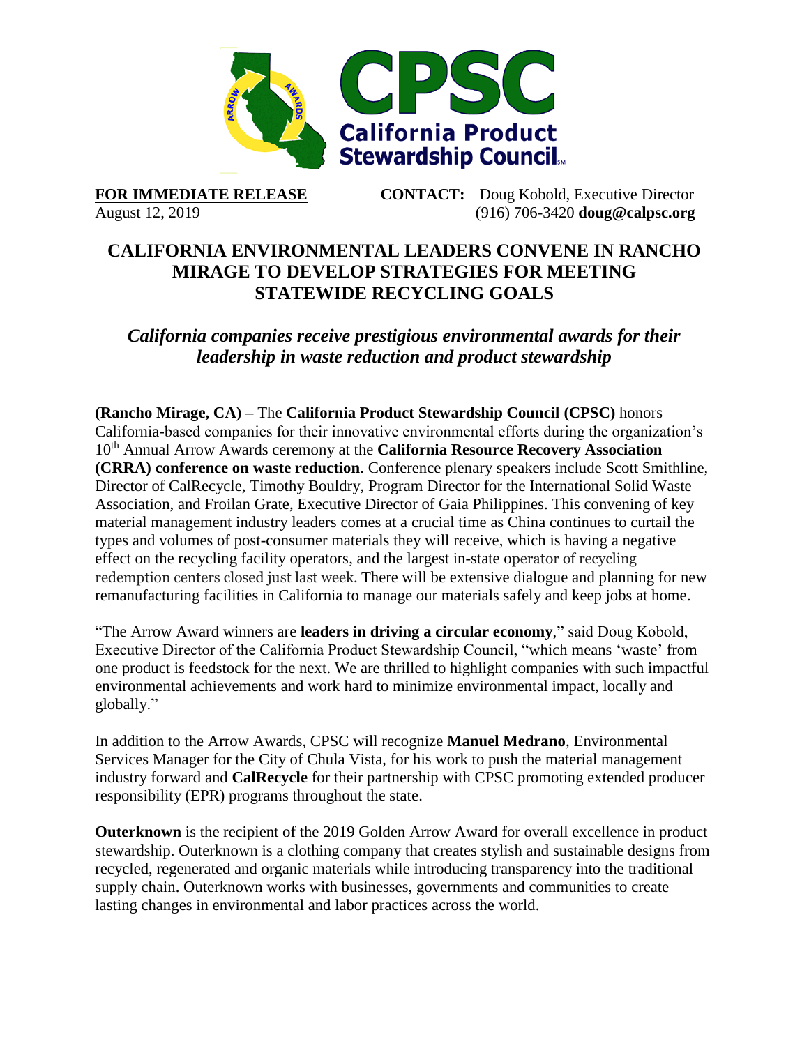**FOR IMMEDIATE RELEASE**
August 12, 2019

**CONTACT:** Doug Kobold, Executive Director
(916) 706-3420 **doug@calpsc.org**

# CALIFORNIA ENVIRONMENTAL LEADERS CONVENE IN RANCHO MIRAGE TO DEVELOP STRATEGIES FOR MEETING STATEWIDE RECYCLING GOALS

## *California companies receive prestigious environmental awards for their leadership in waste reduction and product stewardship*

**(Rancho Mirage, CA) –** The **California Product Stewardship Council (CPSC)** honors California-based companies for their innovative environmental efforts during the organization's 10th Annual Arrow Awards ceremony at the **California Resource Recovery Association (CRRA) conference on waste reduction**. Conference plenary speakers include Scott Smithline, Director of CalRecycle, Timothy Bouldry, Program Director for the International Solid Waste Association, and Froilan Grate, Executive Director of Gaia Philippines. This convening of key material management industry leaders comes at a crucial time as China continues to curtail the types and volumes of post-consumer materials they will receive, which is having a negative effect on the recycling facility operators, and the largest in-state operator of recycling redemption centers closed just last week. There will be extensive dialogue and planning for new remanufacturing facilities in California to manage our materials safely and keep jobs at home.

"The Arrow Award winners are **leaders in driving a circular economy**," said Doug Kobold, Executive Director of the California Product Stewardship Council, "which means 'waste' from one product is feedstock for the next. We are thrilled to highlight companies with such impactful environmental achievements and work hard to minimize environmental impact, locally and globally."

In addition to the Arrow Awards, CPSC will recognize **Manuel Medrano**, Environmental Services Manager for the City of Chula Vista, for his work to push the material management industry forward and **CalRecycle** for their partnership with CPSC promoting extended producer responsibility (EPR) programs throughout the state.

**Outerknown** is the recipient of the 2019 Golden Arrow Award for overall excellence in product stewardship. Outerknown is a clothing company that creates stylish and sustainable designs from recycled, regenerated and organic materials while introducing transparency into the traditional supply chain. Outerknown works with businesses, governments and communities to create lasting changes in environmental and labor practices across the world.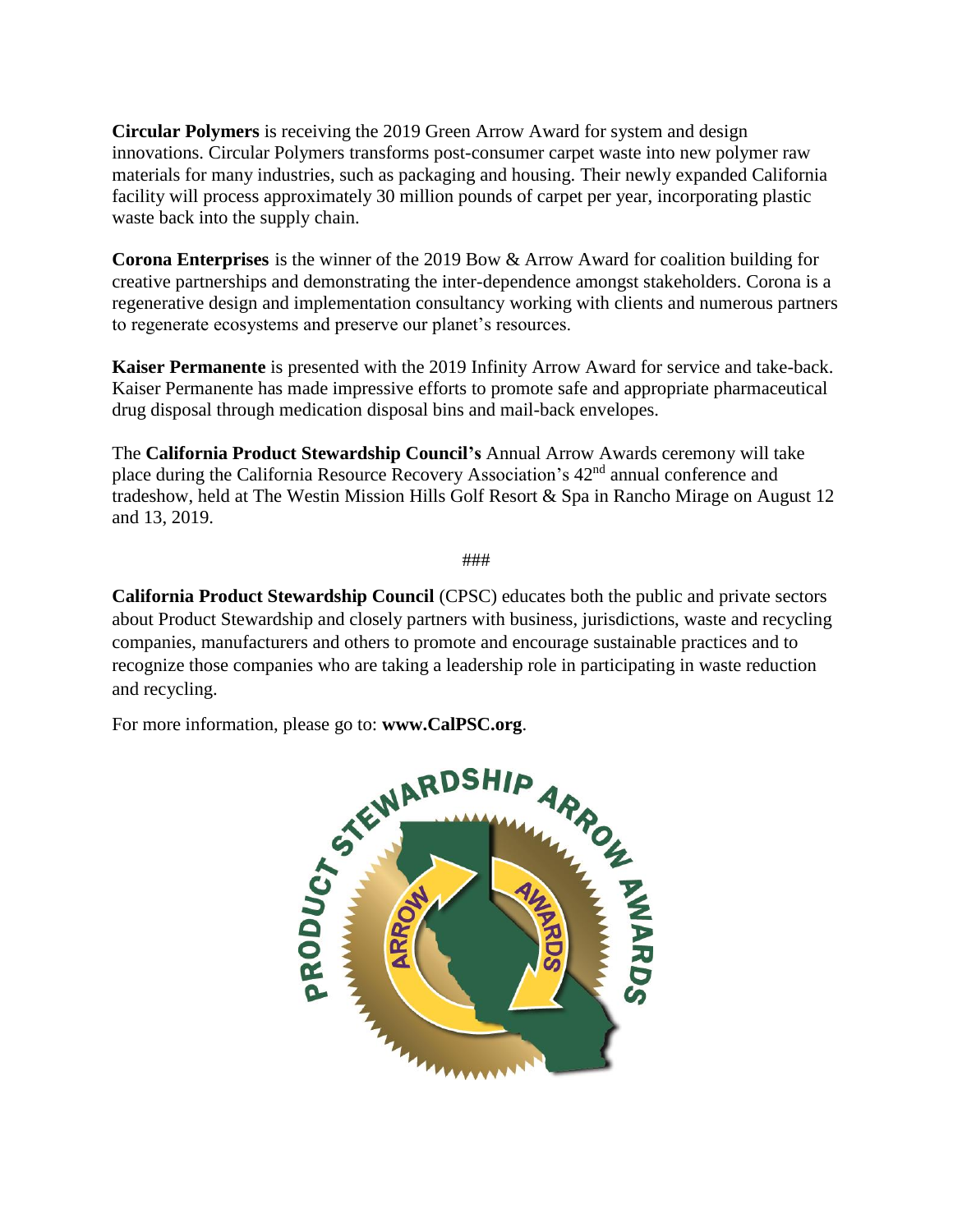**Circular Polymers** is receiving the 2019 Green Arrow Award for system and design innovations. Circular Polymers transforms post-consumer carpet waste into new polymer raw materials for many industries, such as packaging and housing. Their newly expanded California facility will process approximately 30 million pounds of carpet per year, incorporating plastic waste back into the supply chain.

**Corona Enterprises** is the winner of the 2019 Bow & Arrow Award for coalition building for creative partnerships and demonstrating the inter-dependence amongst stakeholders. Corona is a regenerative design and implementation consultancy working with clients and numerous partners to regenerate ecosystems and preserve our planet's resources.

**Kaiser Permanente** is presented with the 2019 Infinity Arrow Award for service and take-back. Kaiser Permanente has made impressive efforts to promote safe and appropriate pharmaceutical drug disposal through medication disposal bins and mail-back envelopes.

The **California Product Stewardship Council's** Annual Arrow Awards ceremony will take place during the California Resource Recovery Association's 42nd annual conference and tradeshow, held at The Westin Mission Hills Golf Resort & Spa in Rancho Mirage on August 12 and 13, 2019.

###

**California Product Stewardship Council** (CPSC) educates both the public and private sectors about Product Stewardship and closely partners with business, jurisdictions, waste and recycling companies, manufacturers and others to promote and encourage sustainable practices and to recognize those companies who are taking a leadership role in participating in waste reduction and recycling.

For more information, please go to: **www.CalPSC.org**.